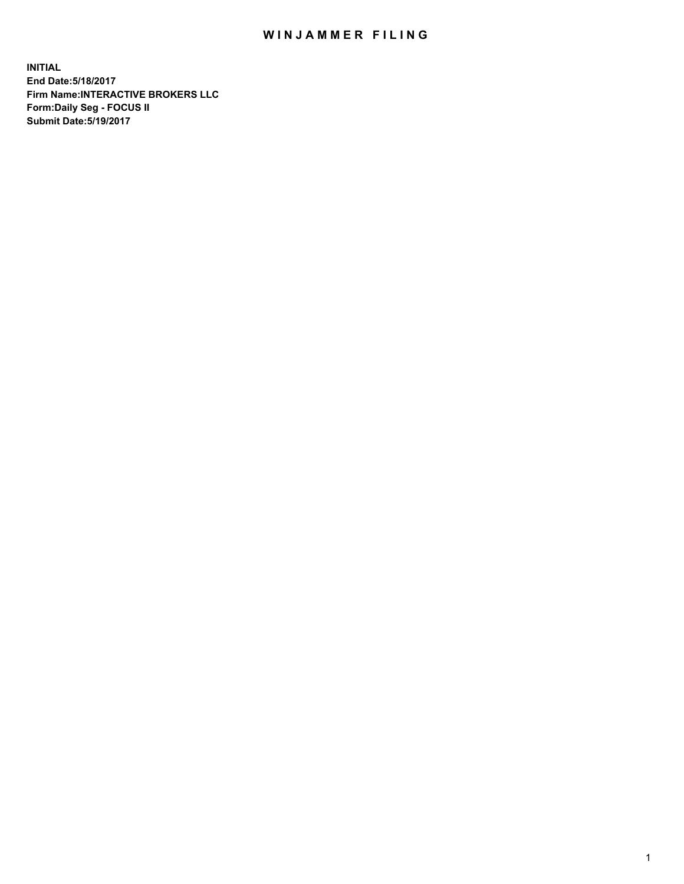# WINJAMMER FILING

**INITIAL**
**End Date:5/18/2017**
**Firm Name:INTERACTIVE BROKERS LLC**
**Form:Daily Seg - FOCUS II**
**Submit Date:5/19/2017**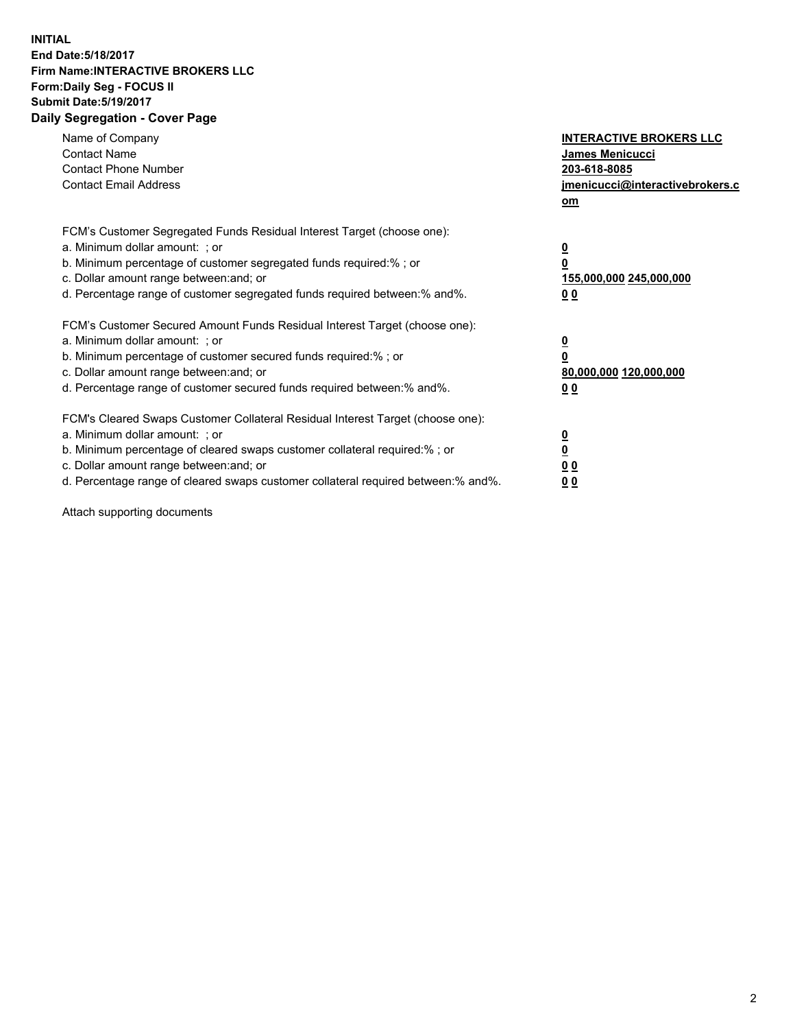**INITIAL**
**End Date:5/18/2017**
**Firm Name:INTERACTIVE BROKERS LLC**
**Form:Daily Seg - FOCUS II**
**Submit Date:5/19/2017**
**Daily Segregation - Cover Page**

| | |
|---|---|
| Name of Company | **INTERACTIVE BROKERS LLC** |
| Contact Name | **James Menicucci** |
| Contact Phone Number | **203-618-8085** |
| Contact Email Address | **jmenicucci@interactivebrokers.com** |
| | |
| FCM's Customer Segregated Funds Residual Interest Target (choose one): | |
| a. Minimum dollar amount: ; or | **0** |
| b. Minimum percentage of customer segregated funds required:% ; or | **0** |
| c. Dollar amount range between:and; or | **155,000,000 245,000,000** |
| d. Percentage range of customer segregated funds required between:% and%. | **0 0** |
| | |
| FCM's Customer Secured Amount Funds Residual Interest Target (choose one): | |
| a. Minimum dollar amount: ; or | **0** |
| b. Minimum percentage of customer secured funds required:% ; or | **0** |
| c. Dollar amount range between:and; or | **80,000,000 120,000,000** |
| d. Percentage range of customer secured funds required between:% and%. | **0 0** |
| | |
| FCM's Cleared Swaps Customer Collateral Residual Interest Target (choose one): | |
| a. Minimum dollar amount: ; or | **0** |
| b. Minimum percentage of cleared swaps customer collateral required:% ; or | **0** |
| c. Dollar amount range between:and; or | **0 0** |
| d. Percentage range of cleared swaps customer collateral required between:% and%. | **0 0** |

Attach supporting documents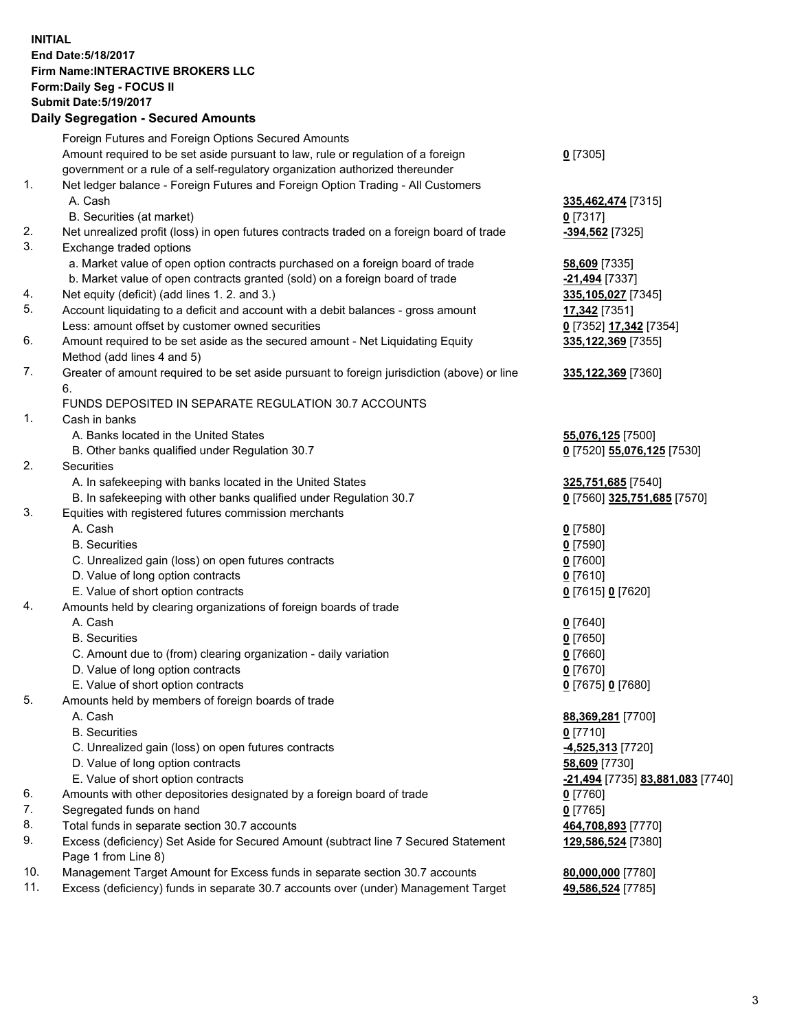**INITIAL**
**End Date:5/18/2017**
**Firm Name:INTERACTIVE BROKERS LLC**
**Form:Daily Seg - FOCUS II**
**Submit Date:5/19/2017**

**Daily Segregation - Secured Amounts**

| | | |
|---|---|---|
| | Foreign Futures and Foreign Options Secured Amounts | |
| | Amount required to be set aside pursuant to law, rule or regulation of a foreign government or a rule of a self-regulatory organization authorized thereunder | **0** [7305] |
| 1. | Net ledger balance - Foreign Futures and Foreign Option Trading - All Customers | |
| | A. Cash | **335,462,474** [7315] |
| | B. Securities (at market) | **0** [7317] |
| 2. | Net unrealized profit (loss) in open futures contracts traded on a foreign board of trade | **-394,562** [7325] |
| 3. | Exchange traded options | |
| | a. Market value of open option contracts purchased on a foreign board of trade | **58,609** [7335] |
| | b. Market value of open contracts granted (sold) on a foreign board of trade | **-21,494** [7337] |
| 4. | Net equity (deficit) (add lines 1. 2. and 3.) | **335,105,027** [7345] |
| 5. | Account liquidating to a deficit and account with a debit balances - gross amount | **17,342** [7351] |
| | Less: amount offset by customer owned securities | **0** [7352] **17,342** [7354] |
| 6. | Amount required to be set aside as the secured amount - Net Liquidating Equity Method (add lines 4 and 5) | **335,122,369** [7355] |
| 7. | Greater of amount required to be set aside pursuant to foreign jurisdiction (above) or line 6. | **335,122,369** [7360] |
| | FUNDS DEPOSITED IN SEPARATE REGULATION 30.7 ACCOUNTS | |
| 1. | Cash in banks | |
| | A. Banks located in the United States | **55,076,125** [7500] |
| | B. Other banks qualified under Regulation 30.7 | **0** [7520] **55,076,125** [7530] |
| 2. | Securities | |
| | A. In safekeeping with banks located in the United States | **325,751,685** [7540] |
| | B. In safekeeping with other banks qualified under Regulation 30.7 | **0** [7560] **325,751,685** [7570] |
| 3. | Equities with registered futures commission merchants | |
| | A. Cash | **0** [7580] |
| | B. Securities | **0** [7590] |
| | C. Unrealized gain (loss) on open futures contracts | **0** [7600] |
| | D. Value of long option contracts | **0** [7610] |
| | E. Value of short option contracts | **0** [7615] **0** [7620] |
| 4. | Amounts held by clearing organizations of foreign boards of trade | |
| | A. Cash | **0** [7640] |
| | B. Securities | **0** [7650] |
| | C. Amount due to (from) clearing organization - daily variation | **0** [7660] |
| | D. Value of long option contracts | **0** [7670] |
| | E. Value of short option contracts | **0** [7675] **0** [7680] |
| 5. | Amounts held by members of foreign boards of trade | |
| | A. Cash | **88,369,281** [7700] |
| | B. Securities | **0** [7710] |
| | C. Unrealized gain (loss) on open futures contracts | **-4,525,313** [7720] |
| | D. Value of long option contracts | **58,609** [7730] |
| | E. Value of short option contracts | **-21,494** [7735] **83,881,083** [7740] |
| 6. | Amounts with other depositories designated by a foreign board of trade | **0** [7760] |
| 7. | Segregated funds on hand | **0** [7765] |
| 8. | Total funds in separate section 30.7 accounts | **464,708,893** [7770] |
| 9. | Excess (deficiency) Set Aside for Secured Amount (subtract line 7 Secured Statement Page 1 from Line 8) | **129,586,524** [7380] |
| 10. | Management Target Amount for Excess funds in separate section 30.7 accounts | **80,000,000** [7780] |
| 11. | Excess (deficiency) funds in separate 30.7 accounts over (under) Management Target | **49,586,524** [7785] |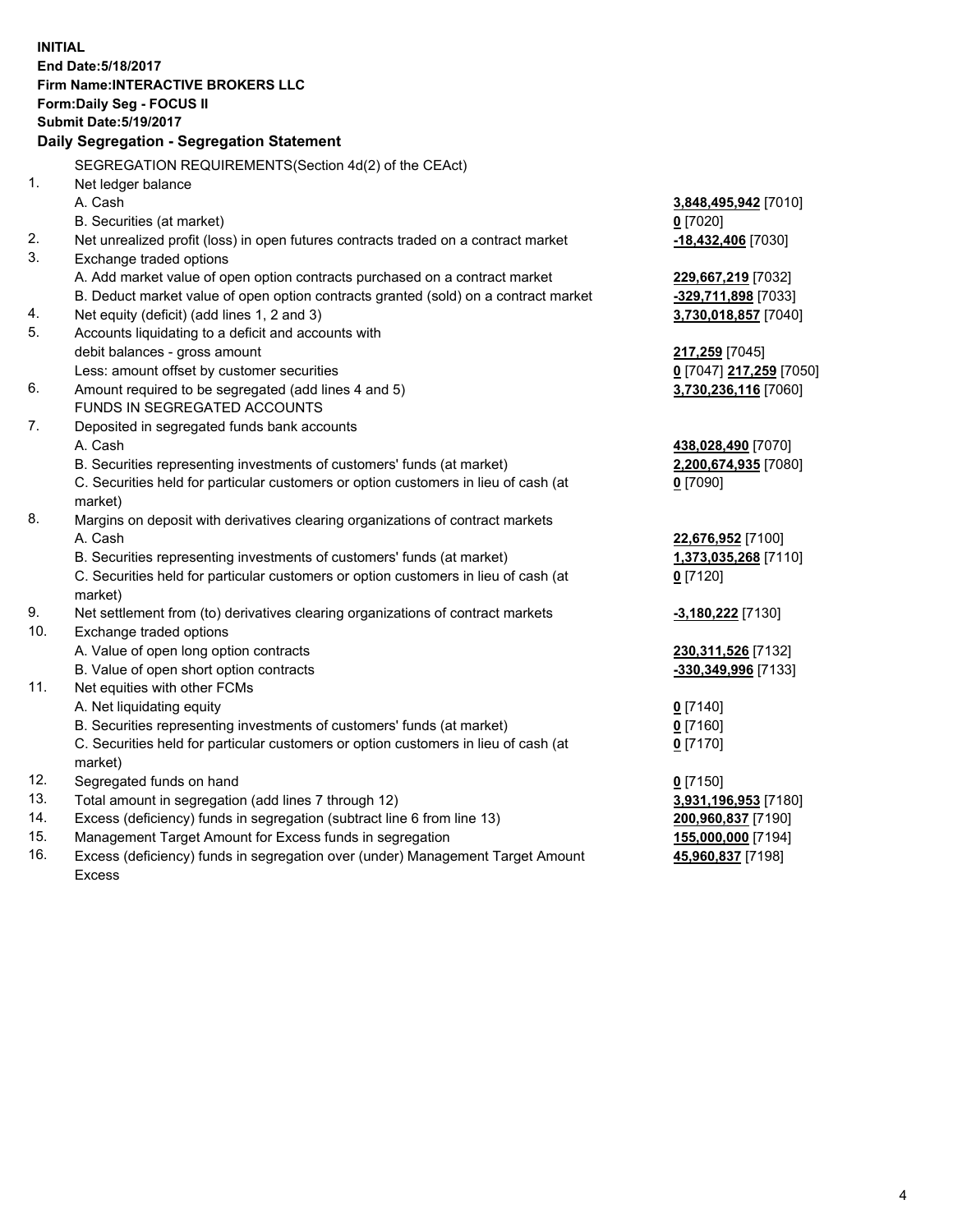**INITIAL**
**End Date:5/18/2017**
**Firm Name:INTERACTIVE BROKERS LLC**
**Form:Daily Seg - FOCUS II**
**Submit Date:5/19/2017**

## Daily Segregation - Segregation Statement

| | | |
|---|---|---|
| | SEGREGATION REQUIREMENTS(Section 4d(2) of the CEAct) | |
| 1. | Net ledger balance | |
| | A. Cash | **3,848,495,942** [7010] |
| | B. Securities (at market) | **0** [7020] |
| 2. | Net unrealized profit (loss) in open futures contracts traded on a contract market | **-18,432,406** [7030] |
| 3. | Exchange traded options | |
| | A. Add market value of open option contracts purchased on a contract market | **229,667,219** [7032] |
| | B. Deduct market value of open option contracts granted (sold) on a contract market | **-329,711,898** [7033] |
| 4. | Net equity (deficit) (add lines 1, 2 and 3) | **3,730,018,857** [7040] |
| 5. | Accounts liquidating to a deficit and accounts with | |
| | debit balances - gross amount | **217,259** [7045] |
| | Less: amount offset by customer securities | **0** [7047] **217,259** [7050] |
| 6. | Amount required to be segregated (add lines 4 and 5) | **3,730,236,116** [7060] |
| | FUNDS IN SEGREGATED ACCOUNTS | |
| 7. | Deposited in segregated funds bank accounts | |
| | A. Cash | **438,028,490** [7070] |
| | B. Securities representing investments of customers' funds (at market) | **2,200,674,935** [7080] |
| | C. Securities held for particular customers or option customers in lieu of cash (at market) | **0** [7090] |
| 8. | Margins on deposit with derivatives clearing organizations of contract markets | |
| | A. Cash | **22,676,952** [7100] |
| | B. Securities representing investments of customers' funds (at market) | **1,373,035,268** [7110] |
| | C. Securities held for particular customers or option customers in lieu of cash (at market) | **0** [7120] |
| 9. | Net settlement from (to) derivatives clearing organizations of contract markets | **-3,180,222** [7130] |
| 10. | Exchange traded options | |
| | A. Value of open long option contracts | **230,311,526** [7132] |
| | B. Value of open short option contracts | **-330,349,996** [7133] |
| 11. | Net equities with other FCMs | |
| | A. Net liquidating equity | **0** [7140] |
| | B. Securities representing investments of customers' funds (at market) | **0** [7160] |
| | C. Securities held for particular customers or option customers in lieu of cash (at market) | **0** [7170] |
| 12. | Segregated funds on hand | **0** [7150] |
| 13. | Total amount in segregation (add lines 7 through 12) | **3,931,196,953** [7180] |
| 14. | Excess (deficiency) funds in segregation (subtract line 6 from line 13) | **200,960,837** [7190] |
| 15. | Management Target Amount for Excess funds in segregation | **155,000,000** [7194] |
| 16. | Excess (deficiency) funds in segregation over (under) Management Target Amount Excess | **45,960,837** [7198] |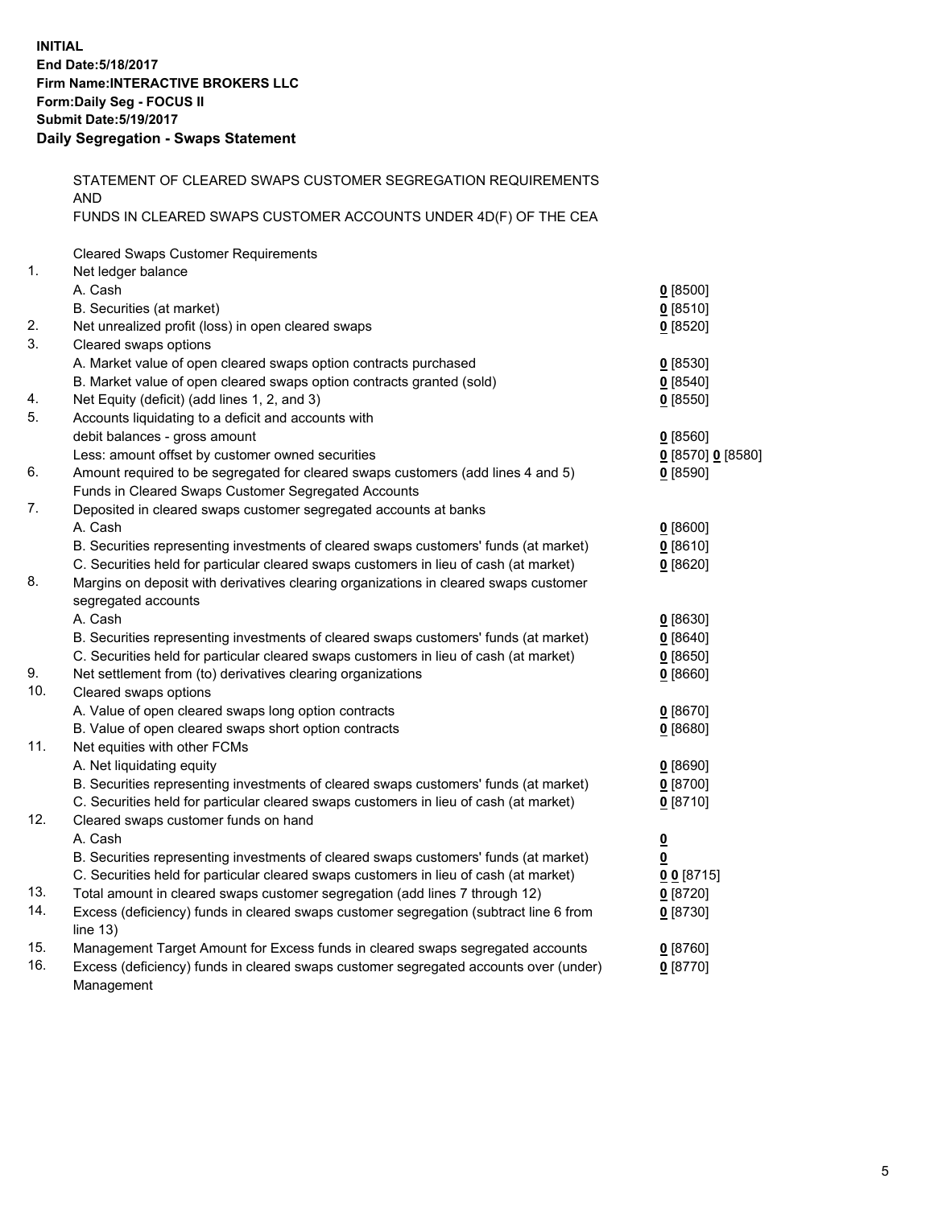**INITIAL**
**End Date:5/18/2017**
**Firm Name:INTERACTIVE BROKERS LLC**
**Form:Daily Seg - FOCUS II**
**Submit Date:5/19/2017**
**Daily Segregation - Swaps Statement**

STATEMENT OF CLEARED SWAPS CUSTOMER SEGREGATION REQUIREMENTS AND FUNDS IN CLEARED SWAPS CUSTOMER ACCOUNTS UNDER 4D(F) OF THE CEA

| | | |
|---|---|---|
| | Cleared Swaps Customer Requirements | |
| 1. | Net ledger balance | |
| | A. Cash | 0 [8500] |
| | B. Securities (at market) | 0 [8510] |
| 2. | Net unrealized profit (loss) in open cleared swaps | 0 [8520] |
| 3. | Cleared swaps options | |
| | A. Market value of open cleared swaps option contracts purchased | 0 [8530] |
| | B. Market value of open cleared swaps option contracts granted (sold) | 0 [8540] |
| 4. | Net Equity (deficit) (add lines 1, 2, and 3) | 0 [8550] |
| 5. | Accounts liquidating to a deficit and accounts with debit balances - gross amount | 0 [8560] |
| | Less: amount offset by customer owned securities | 0 [8570] 0 [8580] |
| 6. | Amount required to be segregated for cleared swaps customers (add lines 4 and 5) | 0 [8590] |
| | Funds in Cleared Swaps Customer Segregated Accounts | |
| 7. | Deposited in cleared swaps customer segregated accounts at banks | |
| | A. Cash | 0 [8600] |
| | B. Securities representing investments of cleared swaps customers' funds (at market) | 0 [8610] |
| | C. Securities held for particular cleared swaps customers in lieu of cash (at market) | 0 [8620] |
| 8. | Margins on deposit with derivatives clearing organizations in cleared swaps customer segregated accounts | |
| | A. Cash | 0 [8630] |
| | B. Securities representing investments of cleared swaps customers' funds (at market) | 0 [8640] |
| | C. Securities held for particular cleared swaps customers in lieu of cash (at market) | 0 [8650] |
| 9. | Net settlement from (to) derivatives clearing organizations | 0 [8660] |
| 10. | Cleared swaps options | |
| | A. Value of open cleared swaps long option contracts | 0 [8670] |
| | B. Value of open cleared swaps short option contracts | 0 [8680] |
| 11. | Net equities with other FCMs | |
| | A. Net liquidating equity | 0 [8690] |
| | B. Securities representing investments of cleared swaps customers' funds (at market) | 0 [8700] |
| | C. Securities held for particular cleared swaps customers in lieu of cash (at market) | 0 [8710] |
| 12. | Cleared swaps customer funds on hand | |
| | A. Cash | 0 |
| | B. Securities representing investments of cleared swaps customers' funds (at market) | 0 |
| | C. Securities held for particular cleared swaps customers in lieu of cash (at market) | 0 0 [8715] |
| 13. | Total amount in cleared swaps customer segregation (add lines 7 through 12) | 0 [8720] |
| 14. | Excess (deficiency) funds in cleared swaps customer segregation (subtract line 6 from line 13) | 0 [8730] |
| 15. | Management Target Amount for Excess funds in cleared swaps segregated accounts | 0 [8760] |
| 16. | Excess (deficiency) funds in cleared swaps customer segregated accounts over (under) Management | 0 [8770] |